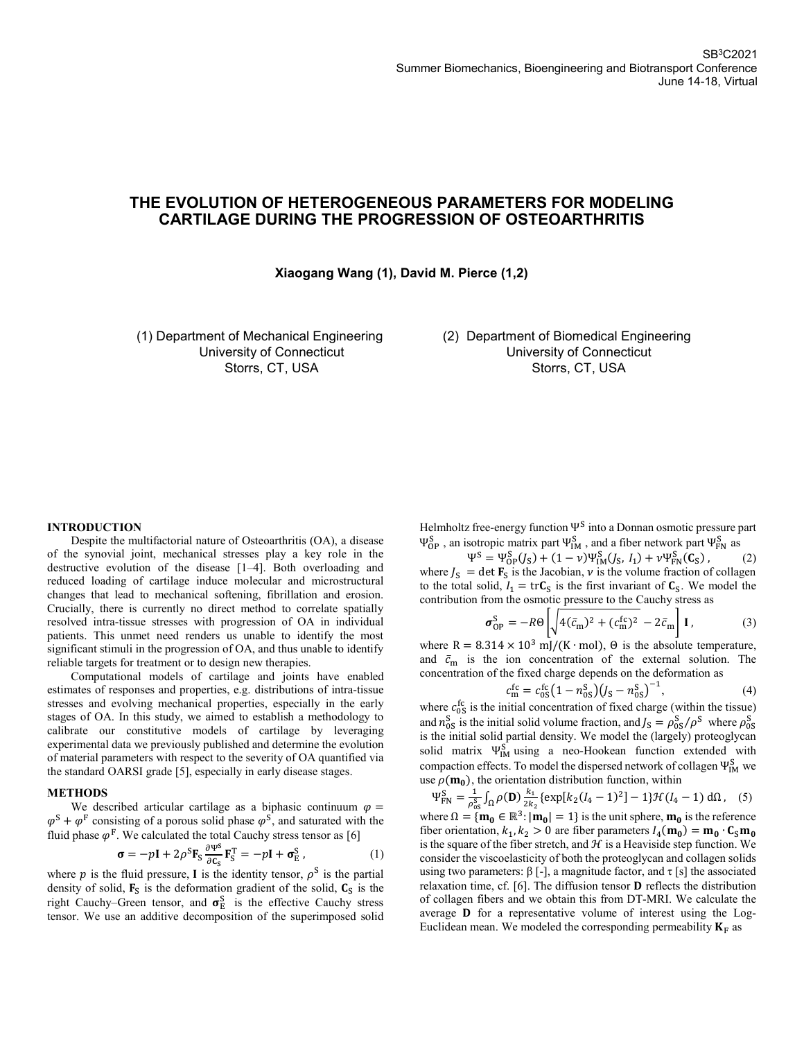# THE EVOLUTION OF HETEROGENEOUS PARAMETERS FOR MODELING CARTILAGE DURING THE PROGRESSION OF OSTEOARTHRITIS

**Xiaogang Wang (1), David M. Pierce (1,2)**

(1) Department of Mechanical Engineering
University of Connecticut
Storrs, CT, USA

(2) Department of Biomedical Engineering
University of Connecticut
Storrs, CT, USA

## INTRODUCTION

Despite the multifactorial nature of Osteoarthritis (OA), a disease of the synovial joint, mechanical stresses play a key role in the destructive evolution of the disease [1–4]. Both overloading and reduced loading of cartilage induce molecular and microstructural changes that lead to mechanical softening, fibrillation and erosion. Crucially, there is currently no direct method to correlate spatially resolved intra-tissue stresses with progression of OA in individual patients. This unmet need renders us unable to identify the most significant stimuli in the progression of OA, and thus unable to identify reliable targets for treatment or to design new therapies.

Computational models of cartilage and joints have enabled estimates of responses and properties, e.g. distributions of intra-tissue stresses and evolving mechanical properties, especially in the early stages of OA. In this study, we aimed to establish a methodology to calibrate our constitutive models of cartilage by leveraging experimental data we previously published and determine the evolution of material parameters with respect to the severity of OA quantified via the standard OARSI grade [5], especially in early disease stages.

## METHODS

We described articular cartilage as a biphasic continuum $\varphi = \varphi^{\mathrm{S}} + \varphi^{\mathrm{F}}$ consisting of a porous solid phase $\varphi^{\mathrm{S}}$, and saturated with the fluid phase $\varphi^{\mathrm{F}}$. We calculated the total Cauchy stress tensor as [6]

$$\boldsymbol{\sigma} = -p\mathbf{I} + 2\rho^{\mathrm{S}}\mathbf{F}_{\mathrm{S}}\frac{\partial \Psi^{\mathrm{S}}}{\partial \mathbf{C}_{\mathrm{S}}}\mathbf{F}_{\mathrm{S}}^{\mathrm{T}} = -p\mathbf{I} + \boldsymbol{\sigma}_{\mathrm{E}}^{\mathrm{S}}\,, \tag{1}$$

where $p$ is the fluid pressure, $\mathbf{I}$ is the identity tensor, $\rho^{\mathrm{S}}$ is the partial density of solid, $\mathbf{F}_{\mathrm{S}}$ is the deformation gradient of the solid, $\mathbf{C}_{\mathrm{S}}$ is the right Cauchy–Green tensor, and $\boldsymbol{\sigma}_{\mathrm{E}}^{\mathrm{S}}$ is the effective Cauchy stress tensor. We use an additive decomposition of the superimposed solid Helmholtz free-energy function $\Psi^{\mathrm{S}}$ into a Donnan osmotic pressure part $\Psi^{\mathrm{S}}_{\mathrm{OP}}$, an isotropic matrix part $\Psi^{\mathrm{S}}_{\mathrm{IM}}$, and a fiber network part $\Psi^{\mathrm{S}}_{\mathrm{FN}}$ as

$$\Psi^{\mathrm{S}} = \Psi^{\mathrm{S}}_{\mathrm{OP}}(J_{\mathrm{S}}) + (1-\nu)\Psi^{\mathrm{S}}_{\mathrm{IM}}(J_{\mathrm{S}},\, I_1) + \nu\Psi^{\mathrm{S}}_{\mathrm{FN}}(\mathbf{C}_{\mathrm{S}})\,, \tag{2}$$

where $J_{\mathrm{S}} = \det \mathbf{F}_{\mathrm{S}}$ is the Jacobian, $\nu$ is the volume fraction of collagen to the total solid, $I_1 = \mathrm{tr}\mathbf{C}_{\mathrm{S}}$ is the first invariant of $\mathbf{C}_{\mathrm{S}}$. We model the contribution from the osmotic pressure to the Cauchy stress as

$$\boldsymbol{\sigma}^{\mathrm{S}}_{\mathrm{OP}} = -R\Theta\left[\sqrt{4(\bar{c}_{\mathrm{m}})^2 + (c^{\mathrm{fc}}_{\mathrm{m}})^2} - 2\bar{c}_{\mathrm{m}}\right]\mathbf{I}\,, \tag{3}$$

where $\mathrm{R} = 8.314 \times 10^3\ \mathrm{mJ/(K \cdot mol)}$, $\Theta$ is the absolute temperature, and $\bar{c}_{\mathrm{m}}$ is the ion concentration of the external solution. The concentration of the fixed charge depends on the deformation as

$$c^{\mathrm{fc}}_{\mathrm{m}} = c^{\mathrm{fc}}_{0\mathrm{S}}\left(1 - n^{\mathrm{S}}_{0\mathrm{S}}\right)\left(J_{\mathrm{S}} - n^{\mathrm{S}}_{0\mathrm{S}}\right)^{-1}, \tag{4}$$

where $c^{\mathrm{fc}}_{0\mathrm{S}}$ is the initial concentration of fixed charge (within the tissue) and $n^{\mathrm{S}}_{0\mathrm{S}}$ is the initial solid volume fraction, and $J_{\mathrm{S}} = \rho^{\mathrm{S}}_{0\mathrm{S}}/\rho^{\mathrm{S}}$ where $\rho^{\mathrm{S}}_{0\mathrm{S}}$ is the initial solid partial density. We model the (largely) proteoglycan solid matrix $\Psi^{\mathrm{S}}_{\mathrm{IM}}$ using a neo-Hookean function extended with compaction effects. To model the dispersed network of collagen $\Psi^{\mathrm{S}}_{\mathrm{IM}}$ we use $\rho(\mathbf{m_0})$, the orientation distribution function, within

$$\Psi^{\mathrm{S}}_{\mathrm{FN}} = \frac{1}{\rho^{\mathrm{S}}_{0\mathrm{S}}}\int_{\Omega}\rho(\mathbf{D})\,\frac{k_1}{2k_2}\{\exp[k_2(I_4-1)^2] - 1\}\mathcal{H}(I_4 - 1)\,\mathrm{d}\Omega\,, \tag{5}$$

where $\Omega = \{\mathbf{m_0} \in \mathbb{R}^3 : |\mathbf{m_0}| = 1\}$ is the unit sphere, $\mathbf{m_0}$ is the reference fiber orientation, $k_1, k_2 > 0$ are fiber parameters $I_4(\mathbf{m_0}) = \mathbf{m_0} \cdot \mathbf{C}_{\mathrm{S}}\mathbf{m_0}$ is the square of the fiber stretch, and $\mathcal{H}$ is a Heaviside step function. We consider the viscoelasticity of both the proteoglycan and collagen solids using two parameters: β [-], a magnitude factor, and τ [s] the associated relaxation time, cf. [6]. The diffusion tensor $\mathbf{D}$ reflects the distribution of collagen fibers and we obtain this from DT-MRI. We calculate the average $\mathbf{D}$ for a representative volume of interest using the Log-Euclidean mean. We modeled the corresponding permeability $\mathbf{K}_{\mathrm{F}}$ as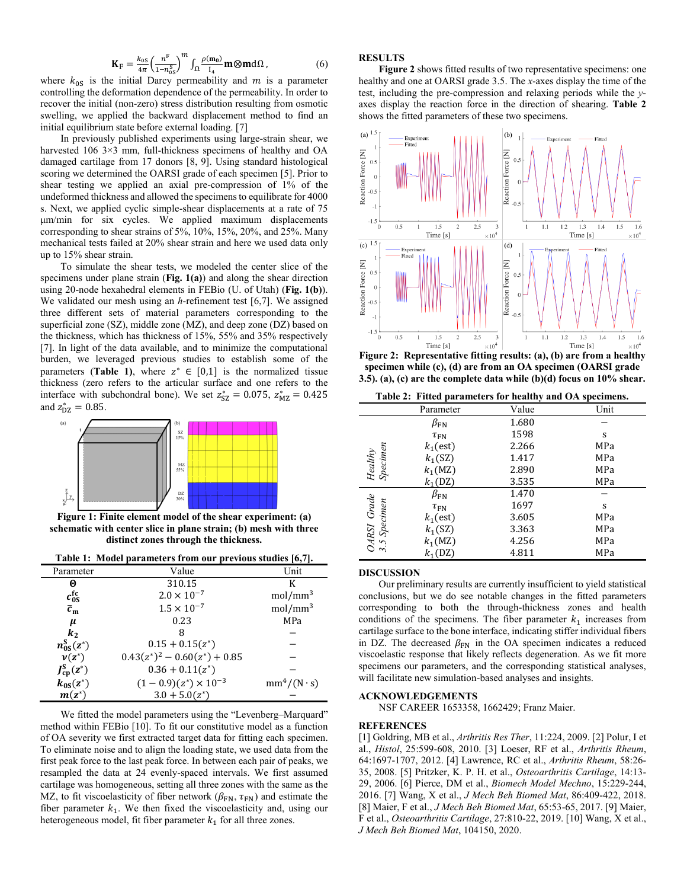$$\mathbf{K}_{\mathrm{F}} = \frac{k_{0S}}{4\pi}\left(\frac{n^{\mathrm{F}}}{1-n_{0S}^{\mathrm{S}}}\right)^{m}\int_{\Omega}\frac{\rho(\mathbf{m}_0)}{\mathrm{I}_4}\mathbf{m}\otimes\mathbf{m}\,\mathrm{d}\Omega\,, \tag{6}$$

where $k_{0S}$ is the initial Darcy permeability and $m$ is a parameter controlling the deformation dependence of the permeability. In order to recover the initial (non-zero) stress distribution resulting from osmotic swelling, we applied the backward displacement method to find an initial equilibrium state before external loading. [7]

In previously published experiments using large-strain shear, we harvested 106 3×3 mm, full-thickness specimens of healthy and OA damaged cartilage from 17 donors [8, 9]. Using standard histological scoring we determined the OARSI grade of each specimen [5]. Prior to shear testing we applied an axial pre-compression of 1% of the undeformed thickness and allowed the specimens to equilibrate for 4000 s. Next, we applied cyclic simple-shear displacements at a rate of 75 µm/min for six cycles. We applied maximum displacements corresponding to shear strains of 5%, 10%, 15%, 20%, and 25%. Many mechanical tests failed at 20% shear strain and here we used data only up to 15% shear strain.

To simulate the shear tests, we modeled the center slice of the specimens under plane strain (**Fig. 1(a)**) and along the shear direction using 20-node hexahedral elements in FEBio (U. of Utah) (**Fig. 1(b)**). We validated our mesh using an *h*-refinement test [6,7]. We assigned three different sets of material parameters corresponding to the superficial zone (SZ), middle zone (MZ), and deep zone (DZ) based on the thickness, which has thickness of 15%, 55% and 35% respectively [7]. In light of the data available, and to minimize the computational burden, we leveraged previous studies to establish some of the parameters (**Table 1**), where $z^* \in [0,1]$ is the normalized tissue thickness (zero refers to the articular surface and one refers to the interface with subchondral bone). We set $z_{\mathrm{SZ}}^* = 0.075$, $z_{\mathrm{MZ}}^* = 0.425$ and $z_{\mathrm{DZ}}^* = 0.85$.

(a)

(b)

SZ 15%

MZ 55%

DZ 30%

**Figure 1: Finite element model of the shear experiment: (a) schematic with center slice in plane strain; (b) mesh with three distinct zones through the thickness.**

**Table 1: Model parameters from our previous studies [6,7].**

| Parameter | Value | Unit |
|---|---|---|
| $\mathbf{\Theta}$ | 310.15 | K |
| $c_{0S}^{\mathrm{fc}}$ | $2.0 \times 10^{-7}$ | $\mathrm{mol/mm^3}$ |
| $\bar{c}_{\mathrm{m}}$ | $1.5 \times 10^{-7}$ | $\mathrm{mol/mm^3}$ |
| $\mu$ | 0.23 | MPa |
| $k_2$ | 8 | – |
| $n_{0S}^{\mathrm{S}}(z^*)$ | $0.15 + 0.15(z^*)$ | – |
| $\nu(z^*)$ | $0.43(z^*)^2 - 0.60(z^*) + 0.85$ | – |
| $J_{\mathrm{cp}}^{\mathrm{S}}(z^*)$ | $0.36 + 0.11(z^*)$ | – |
| $k_{0S}(z^*)$ | $(1 - 0.9)(z^*) \times 10^{-3}$ | $\mathrm{mm^4/(N\cdot s)}$ |
| $m(z^*)$ | $3.0 + 5.0(z^*)$ | – |

We fitted the model parameters using the "Levenberg–Marquard" method within FEBio [10]. To fit our constitutive model as a function of OA severity we first extracted target data for fitting each specimen. To eliminate noise and to align the loading state, we used data from the first peak force to the last peak force. In between each pair of peaks, we resampled the data at 24 evenly-spaced intervals. We first assumed tissue was homogeneous, setting all three zones with the same as the MZ, to fit viscoelasticity of fiber network ($\beta_{\mathrm{FN}}$, $\tau_{\mathrm{FN}}$) and estimate the fiber parameter $k_1$. We then fixed the viscoelasticity and, using our heterogeneous model, fit fiber parameter $k_1$ for all three zones.

## RESULTS

**Figure 2** shows fitted results of two representative specimens: one healthy and one at OARSI grade 3.5. The *x*-axes display the time of the test, including the pre-compression and relaxing periods while the *y*-axes display the reaction force in the direction of shearing. **Table 2** shows the fitted parameters of these two specimens.

(a) Experiment, Fitted; Reaction Force [N]; Time [s] ×10^4

(b) Experiment, Fitted; Reaction Force [N]; Time [s] ×10^4

(c) Experiment, Fitted; Reaction Force [N]; Time [s] ×10^4

(d) Experiment, Fitted; Reaction Force [N]; Time [s] ×10^4

**Figure 2: Representative fitting results: (a), (b) are from a healthy specimen while (c), (d) are from an OA specimen (OARSI grade 3.5). (a), (c) are the complete data while (b)(d) focus on 10% shear.**

**Table 2: Fitted parameters for healthy and OA specimens.**

| | Parameter | Value | Unit |
|---|---|---|---|
| *Healthy Specimen* | $\beta_{\mathrm{FN}}$ | 1.680 | – |
| | $\tau_{\mathrm{FN}}$ | 1598 | s |
| | $k_1$(est) | 2.266 | MPa |
| | $k_1$(SZ) | 1.417 | MPa |
| | $k_1$(MZ) | 2.890 | MPa |
| | $k_1$(DZ) | 3.535 | MPa |
| *OARSI Grade 3.5 Specimen* | $\beta_{\mathrm{FN}}$ | 1.470 | – |
| | $\tau_{\mathrm{FN}}$ | 1697 | s |
| | $k_1$(est) | 3.605 | MPa |
| | $k_1$(SZ) | 3.363 | MPa |
| | $k_1$(MZ) | 4.256 | MPa |
| | $k_1$(DZ) | 4.811 | MPa |

## DISCUSSION

Our preliminary results are currently insufficient to yield statistical conclusions, but we do see notable changes in the fitted parameters corresponding to both the through-thickness zones and health conditions of the specimens. The fiber parameter $k_1$ increases from cartilage surface to the bone interface, indicating stiffer individual fibers in DZ. The decreased $\beta_{\mathrm{FN}}$ in the OA specimen indicates a reduced viscoelastic response that likely reflects degeneration. As we fit more specimens our parameters, and the corresponding statistical analyses, will facilitate new simulation-based analyses and insights.

## ACKNOWLEDGEMENTS

NSF CAREER 1653358, 1662429; Franz Maier.

## REFERENCES

[1] Goldring, MB et al., *Arthritis Res Ther*, 11:224, 2009. [2] Polur, I et al., *Histol*, 25:599-608, 2010. [3] Loeser, RF et al., *Arthritis Rheum*, 64:1697-1707, 2012. [4] Lawrence, RC et al., *Arthritis Rheum*, 58:26-35, 2008. [5] Pritzker, K. P. H. et al., *Osteoarthritis Cartilage*, 14:13-29, 2006. [6] Pierce, DM et al., *Biomech Model Mechno*, 15:229-244, 2016. [7] Wang, X et al., *J Mech Beh Biomed Mat*, 86:409-422, 2018. [8] Maier, F et al., *J Mech Beh Biomed Mat*, 65:53-65, 2017. [9] Maier, F et al., *Osteoarthritis Cartilage*, 27:810-22, 2019. [10] Wang, X et al., *J Mech Beh Biomed Mat*, 104150, 2020.